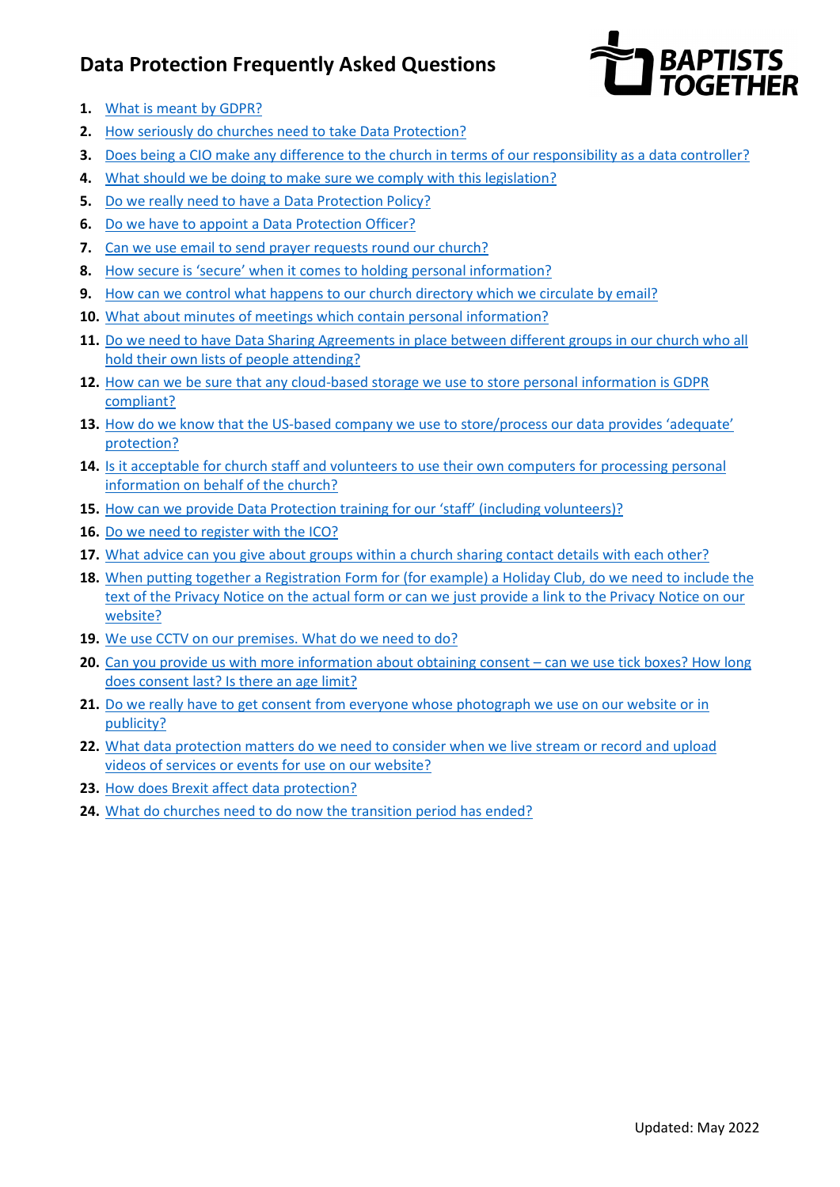# Data Protection Frequently Asked Questions

1. What is meant by GDPR?
2. How seriously do churches need to take Data Protection?
3. Does being a CIO make any difference to the church in terms of our responsibility as a data controller?
4. What should we be doing to make sure we comply with this legislation?
5. Do we really need to have a Data Protection Policy?
6. Do we have to appoint a Data Protection Officer?
7. Can we use email to send prayer requests round our church?
8. How secure is 'secure' when it comes to holding personal information?
9. How can we control what happens to our church directory which we circulate by email?
10. What about minutes of meetings which contain personal information?
11. Do we need to have Data Sharing Agreements in place between different groups in our church who all hold their own lists of people attending?
12. How can we be sure that any cloud-based storage we use to store personal information is GDPR compliant?
13. How do we know that the US-based company we use to store/process our data provides 'adequate' protection?
14. Is it acceptable for church staff and volunteers to use their own computers for processing personal information on behalf of the church?
15. How can we provide Data Protection training for our 'staff' (including volunteers)?
16. Do we need to register with the ICO?
17. What advice can you give about groups within a church sharing contact details with each other?
18. When putting together a Registration Form for (for example) a Holiday Club, do we need to include the text of the Privacy Notice on the actual form or can we just provide a link to the Privacy Notice on our website?
19. We use CCTV on our premises. What do we need to do?
20. Can you provide us with more information about obtaining consent – can we use tick boxes? How long does consent last? Is there an age limit?
21. Do we really have to get consent from everyone whose photograph we use on our website or in publicity?
22. What data protection matters do we need to consider when we live stream or record and upload videos of services or events for use on our website?
23. How does Brexit affect data protection?
24. What do churches need to do now the transition period has ended?

Updated: May 2022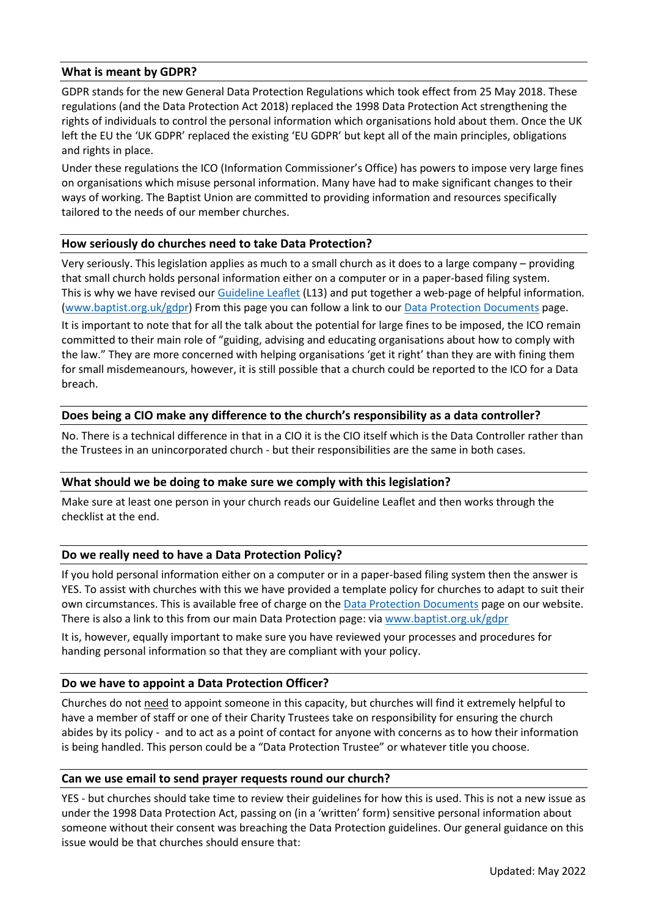## What is meant by GDPR?

GDPR stands for the new General Data Protection Regulations which took effect from 25 May 2018. These regulations (and the Data Protection Act 2018) replaced the 1998 Data Protection Act strengthening the rights of individuals to control the personal information which organisations hold about them. Once the UK left the EU the 'UK GDPR' replaced the existing 'EU GDPR' but kept all of the main principles, obligations and rights in place.

Under these regulations the ICO (Information Commissioner's Office) has powers to impose very large fines on organisations which misuse personal information. Many have had to make significant changes to their ways of working. The Baptist Union are committed to providing information and resources specifically tailored to the needs of our member churches.

## How seriously do churches need to take Data Protection?

Very seriously. This legislation applies as much to a small church as it does to a large company – providing that small church holds personal information either on a computer or in a paper-based filing system. This is why we have revised our Guideline Leaflet (L13) and put together a web-page of helpful information. (www.baptist.org.uk/gdpr) From this page you can follow a link to our Data Protection Documents page.

It is important to note that for all the talk about the potential for large fines to be imposed, the ICO remain committed to their main role of "guiding, advising and educating organisations about how to comply with the law." They are more concerned with helping organisations 'get it right' than they are with fining them for small misdemeanours, however, it is still possible that a church could be reported to the ICO for a Data breach.

## Does being a CIO make any difference to the church's responsibility as a data controller?

No. There is a technical difference in that in a CIO it is the CIO itself which is the Data Controller rather than the Trustees in an unincorporated church - but their responsibilities are the same in both cases.

## What should we be doing to make sure we comply with this legislation?

Make sure at least one person in your church reads our Guideline Leaflet and then works through the checklist at the end.

## Do we really need to have a Data Protection Policy?

If you hold personal information either on a computer or in a paper-based filing system then the answer is YES. To assist with churches with this we have provided a template policy for churches to adapt to suit their own circumstances. This is available free of charge on the Data Protection Documents page on our website. There is also a link to this from our main Data Protection page: via www.baptist.org.uk/gdpr

It is, however, equally important to make sure you have reviewed your processes and procedures for handing personal information so that they are compliant with your policy.

## Do we have to appoint a Data Protection Officer?

Churches do not <u>need</u> to appoint someone in this capacity, but churches will find it extremely helpful to have a member of staff or one of their Charity Trustees take on responsibility for ensuring the church abides by its policy - and to act as a point of contact for anyone with concerns as to how their information is being handled. This person could be a "Data Protection Trustee" or whatever title you choose.

## Can we use email to send prayer requests round our church?

YES - but churches should take time to review their guidelines for how this is used. This is not a new issue as under the 1998 Data Protection Act, passing on (in a 'written' form) sensitive personal information about someone without their consent was breaching the Data Protection guidelines. Our general guidance on this issue would be that churches should ensure that:

Updated: May 2022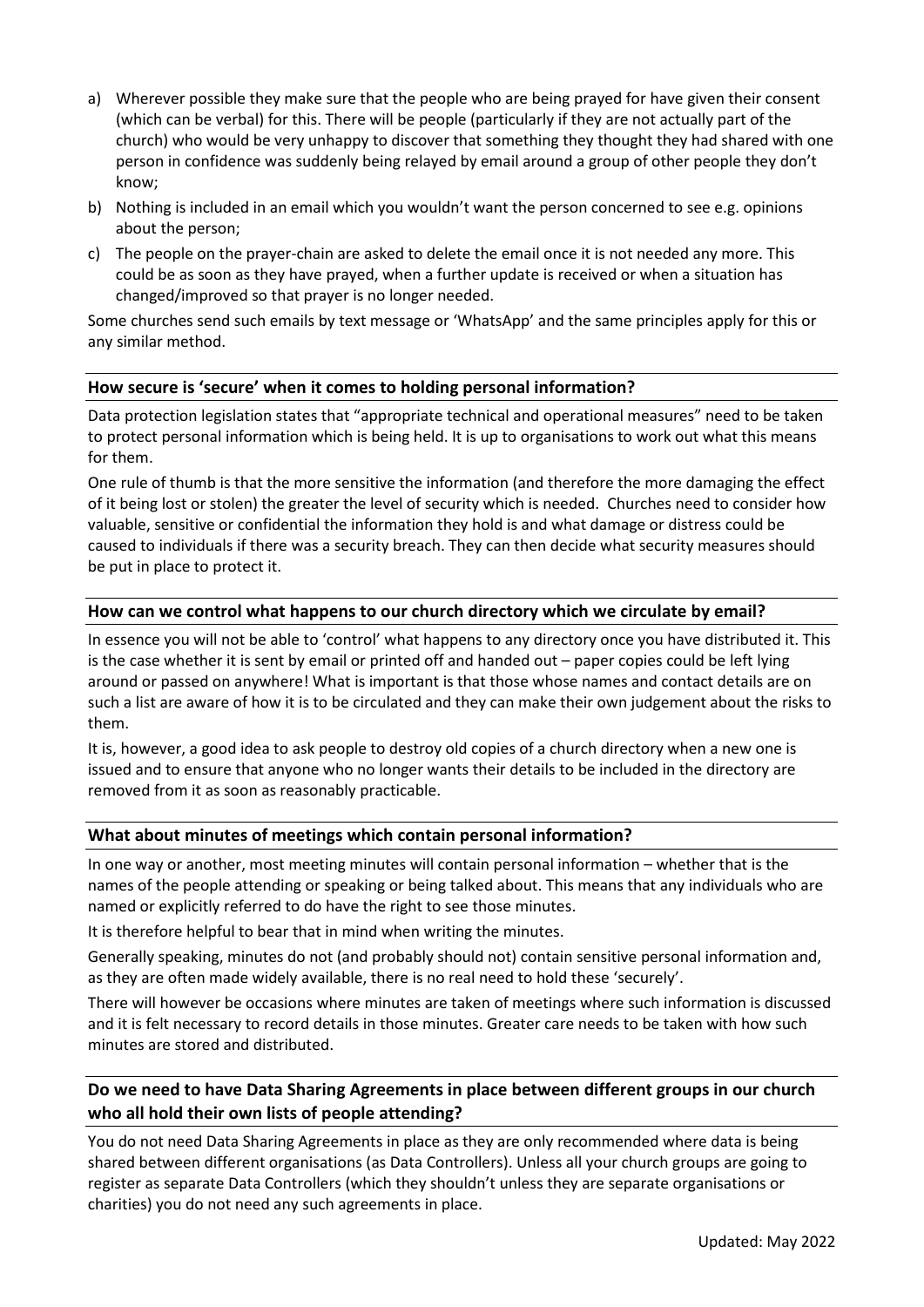a) Wherever possible they make sure that the people who are being prayed for have given their consent (which can be verbal) for this. There will be people (particularly if they are not actually part of the church) who would be very unhappy to discover that something they thought they had shared with one person in confidence was suddenly being relayed by email around a group of other people they don't know;
b) Nothing is included in an email which you wouldn't want the person concerned to see e.g. opinions about the person;
c) The people on the prayer-chain are asked to delete the email once it is not needed any more. This could be as soon as they have prayed, when a further update is received or when a situation has changed/improved so that prayer is no longer needed.

Some churches send such emails by text message or 'WhatsApp' and the same principles apply for this or any similar method.

### How secure is 'secure' when it comes to holding personal information?

Data protection legislation states that "appropriate technical and operational measures" need to be taken to protect personal information which is being held. It is up to organisations to work out what this means for them.

One rule of thumb is that the more sensitive the information (and therefore the more damaging the effect of it being lost or stolen) the greater the level of security which is needed. Churches need to consider how valuable, sensitive or confidential the information they hold is and what damage or distress could be caused to individuals if there was a security breach. They can then decide what security measures should be put in place to protect it.

### How can we control what happens to our church directory which we circulate by email?

In essence you will not be able to 'control' what happens to any directory once you have distributed it. This is the case whether it is sent by email or printed off and handed out – paper copies could be left lying around or passed on anywhere! What is important is that those whose names and contact details are on such a list are aware of how it is to be circulated and they can make their own judgement about the risks to them.

It is, however, a good idea to ask people to destroy old copies of a church directory when a new one is issued and to ensure that anyone who no longer wants their details to be included in the directory are removed from it as soon as reasonably practicable.

### What about minutes of meetings which contain personal information?

In one way or another, most meeting minutes will contain personal information – whether that is the names of the people attending or speaking or being talked about. This means that any individuals who are named or explicitly referred to do have the right to see those minutes.

It is therefore helpful to bear that in mind when writing the minutes.

Generally speaking, minutes do not (and probably should not) contain sensitive personal information and, as they are often made widely available, there is no real need to hold these 'securely'.

There will however be occasions where minutes are taken of meetings where such information is discussed and it is felt necessary to record details in those minutes. Greater care needs to be taken with how such minutes are stored and distributed.

### Do we need to have Data Sharing Agreements in place between different groups in our church who all hold their own lists of people attending?

You do not need Data Sharing Agreements in place as they are only recommended where data is being shared between different organisations (as Data Controllers). Unless all your church groups are going to register as separate Data Controllers (which they shouldn't unless they are separate organisations or charities) you do not need any such agreements in place.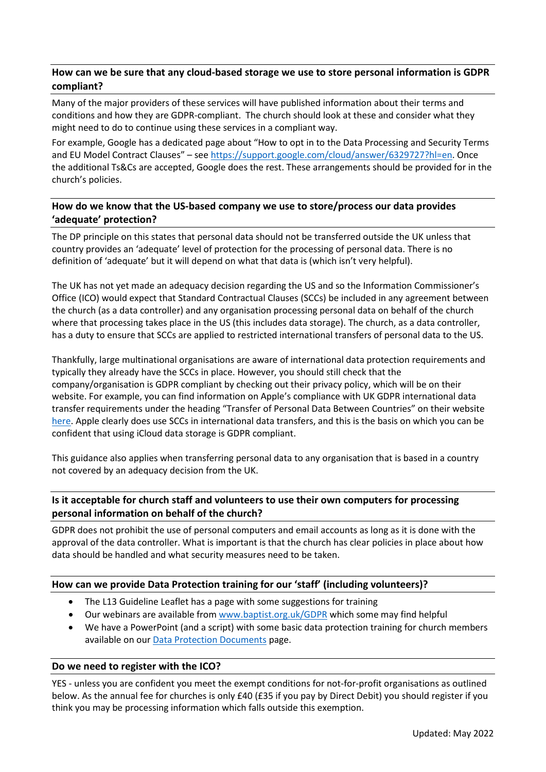### How can we be sure that any cloud-based storage we use to store personal information is GDPR compliant?

Many of the major providers of these services will have published information about their terms and conditions and how they are GDPR-compliant. The church should look at these and consider what they might need to do to continue using these services in a compliant way.

For example, Google has a dedicated page about "How to opt in to the Data Processing and Security Terms and EU Model Contract Clauses" – see [https://support.google.com/cloud/answer/6329727?hl=en](https://support.google.com/cloud/answer/6329727?hl=en). Once the additional Ts&Cs are accepted, Google does the rest. These arrangements should be provided for in the church's policies.

### How do we know that the US-based company we use to store/process our data provides 'adequate' protection?

The DP principle on this states that personal data should not be transferred outside the UK unless that country provides an 'adequate' level of protection for the processing of personal data. There is no definition of 'adequate' but it will depend on what that data is (which isn't very helpful).

The UK has not yet made an adequacy decision regarding the US and so the Information Commissioner's Office (ICO) would expect that Standard Contractual Clauses (SCCs) be included in any agreement between the church (as a data controller) and any organisation processing personal data on behalf of the church where that processing takes place in the US (this includes data storage). The church, as a data controller, has a duty to ensure that SCCs are applied to restricted international transfers of personal data to the US.

Thankfully, large multinational organisations are aware of international data protection requirements and typically they already have the SCCs in place. However, you should still check that the company/organisation is GDPR compliant by checking out their privacy policy, which will be on their website. For example, you can find information on Apple's compliance with UK GDPR international data transfer requirements under the heading "Transfer of Personal Data Between Countries" on their website here. Apple clearly does use SCCs in international data transfers, and this is the basis on which you can be confident that using iCloud data storage is GDPR compliant.

This guidance also applies when transferring personal data to any organisation that is based in a country not covered by an adequacy decision from the UK.

### Is it acceptable for church staff and volunteers to use their own computers for processing personal information on behalf of the church?

GDPR does not prohibit the use of personal computers and email accounts as long as it is done with the approval of the data controller. What is important is that the church has clear policies in place about how data should be handled and what security measures need to be taken.

### How can we provide Data Protection training for our 'staff' (including volunteers)?

- The L13 Guideline Leaflet has a page with some suggestions for training
- Our webinars are available from [www.baptist.org.uk/GDPR](http://www.baptist.org.uk/GDPR) which some may find helpful
- We have a PowerPoint (and a script) with some basic data protection training for church members available on our Data Protection Documents page.

### Do we need to register with the ICO?

YES - unless you are confident you meet the exempt conditions for not-for-profit organisations as outlined below. As the annual fee for churches is only £40 (£35 if you pay by Direct Debit) you should register if you think you may be processing information which falls outside this exemption.

Updated: May 2022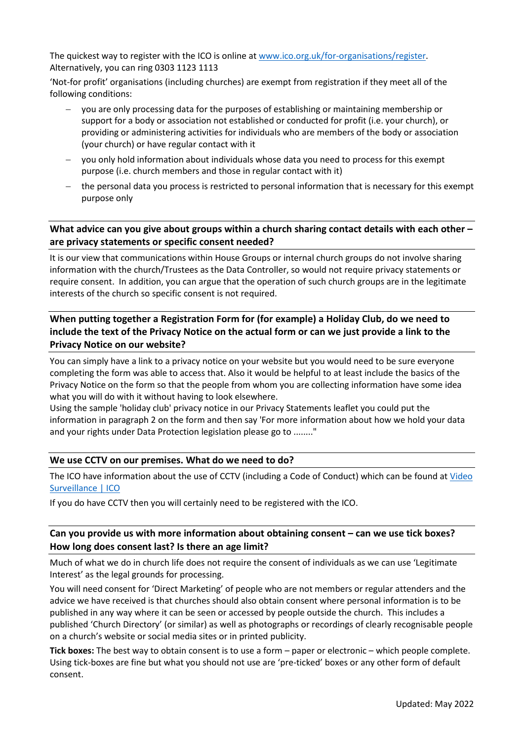The quickest way to register with the ICO is online at [www.ico.org.uk/for-organisations/register](http://www.ico.org.uk/for-organisations/register). Alternatively, you can ring 0303 1123 1113

'Not-for profit' organisations (including churches) are exempt from registration if they meet all of the following conditions:

- you are only processing data for the purposes of establishing or maintaining membership or support for a body or association not established or conducted for profit (i.e. your church), or providing or administering activities for individuals who are members of the body or association (your church) or have regular contact with it
- you only hold information about individuals whose data you need to process for this exempt purpose (i.e. church members and those in regular contact with it)
- the personal data you process is restricted to personal information that is necessary for this exempt purpose only

### What advice can you give about groups within a church sharing contact details with each other – are privacy statements or specific consent needed?

It is our view that communications within House Groups or internal church groups do not involve sharing information with the church/Trustees as the Data Controller, so would not require privacy statements or require consent. In addition, you can argue that the operation of such church groups are in the legitimate interests of the church so specific consent is not required.

### When putting together a Registration Form for (for example) a Holiday Club, do we need to include the text of the Privacy Notice on the actual form or can we just provide a link to the Privacy Notice on our website?

You can simply have a link to a privacy notice on your website but you would need to be sure everyone completing the form was able to access that. Also it would be helpful to at least include the basics of the Privacy Notice on the form so that the people from whom you are collecting information have some idea what you will do with it without having to look elsewhere.
Using the sample 'holiday club' privacy notice in our Privacy Statements leaflet you could put the information in paragraph 2 on the form and then say 'For more information about how we hold your data and your rights under Data Protection legislation please go to ........"

### We use CCTV on our premises. What do we need to do?

The ICO have information about the use of CCTV (including a Code of Conduct) which can be found at Video Surveillance | ICO

If you do have CCTV then you will certainly need to be registered with the ICO.

### Can you provide us with more information about obtaining consent – can we use tick boxes? How long does consent last? Is there an age limit?

Much of what we do in church life does not require the consent of individuals as we can use 'Legitimate Interest' as the legal grounds for processing.

You will need consent for 'Direct Marketing' of people who are not members or regular attenders and the advice we have received is that churches should also obtain consent where personal information is to be published in any way where it can be seen or accessed by people outside the church. This includes a published 'Church Directory' (or similar) as well as photographs or recordings of clearly recognisable people on a church's website or social media sites or in printed publicity.

**Tick boxes:** The best way to obtain consent is to use a form – paper or electronic – which people complete. Using tick-boxes are fine but what you should not use are 'pre-ticked' boxes or any other form of default consent.

Updated: May 2022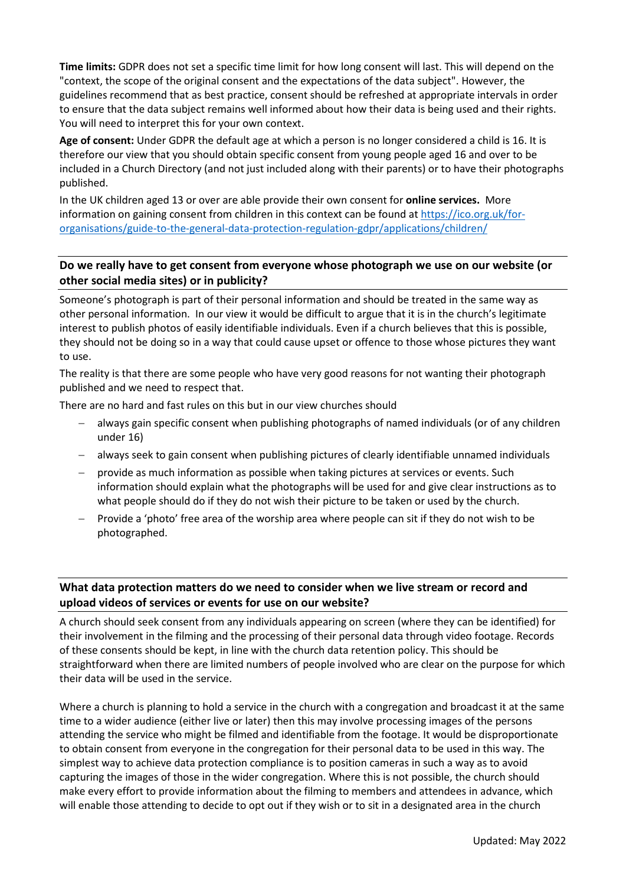**Time limits:** GDPR does not set a specific time limit for how long consent will last. This will depend on the "context, the scope of the original consent and the expectations of the data subject". However, the guidelines recommend that as best practice, consent should be refreshed at appropriate intervals in order to ensure that the data subject remains well informed about how their data is being used and their rights. You will need to interpret this for your own context.

**Age of consent:** Under GDPR the default age at which a person is no longer considered a child is 16. It is therefore our view that you should obtain specific consent from young people aged 16 and over to be included in a Church Directory (and not just included along with their parents) or to have their photographs published.

In the UK children aged 13 or over are able provide their own consent for **online services.** More information on gaining consent from children in this context can be found at [https://ico.org.uk/for-organisations/guide-to-the-general-data-protection-regulation-gdpr/applications/children/](https://ico.org.uk/for-organisations/guide-to-the-general-data-protection-regulation-gdpr/applications/children/)

## Do we really have to get consent from everyone whose photograph we use on our website (or other social media sites) or in publicity?

Someone's photograph is part of their personal information and should be treated in the same way as other personal information. In our view it would be difficult to argue that it is in the church's legitimate interest to publish photos of easily identifiable individuals. Even if a church believes that this is possible, they should not be doing so in a way that could cause upset or offence to those whose pictures they want to use.

The reality is that there are some people who have very good reasons for not wanting their photograph published and we need to respect that.

There are no hard and fast rules on this but in our view churches should

- always gain specific consent when publishing photographs of named individuals (or of any children under 16)
- always seek to gain consent when publishing pictures of clearly identifiable unnamed individuals
- provide as much information as possible when taking pictures at services or events. Such information should explain what the photographs will be used for and give clear instructions as to what people should do if they do not wish their picture to be taken or used by the church.
- Provide a 'photo' free area of the worship area where people can sit if they do not wish to be photographed.

## What data protection matters do we need to consider when we live stream or record and upload videos of services or events for use on our website?

A church should seek consent from any individuals appearing on screen (where they can be identified) for their involvement in the filming and the processing of their personal data through video footage. Records of these consents should be kept, in line with the church data retention policy. This should be straightforward when there are limited numbers of people involved who are clear on the purpose for which their data will be used in the service.

Where a church is planning to hold a service in the church with a congregation and broadcast it at the same time to a wider audience (either live or later) then this may involve processing images of the persons attending the service who might be filmed and identifiable from the footage. It would be disproportionate to obtain consent from everyone in the congregation for their personal data to be used in this way. The simplest way to achieve data protection compliance is to position cameras in such a way as to avoid capturing the images of those in the wider congregation. Where this is not possible, the church should make every effort to provide information about the filming to members and attendees in advance, which will enable those attending to decide to opt out if they wish or to sit in a designated area in the church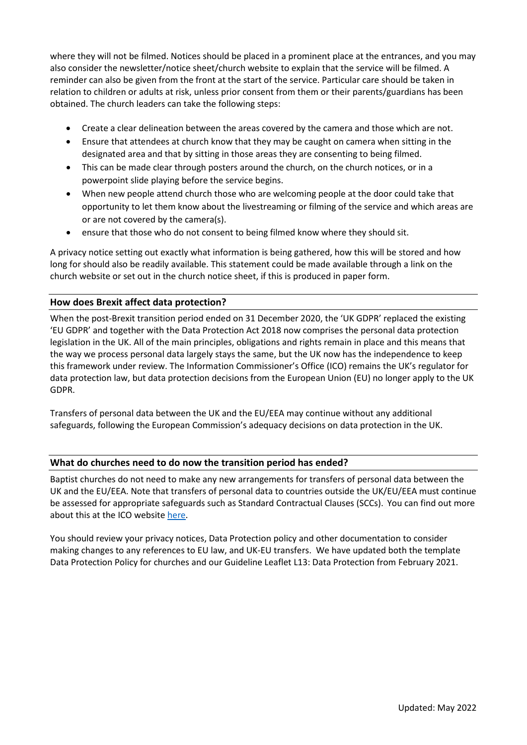where they will not be filmed. Notices should be placed in a prominent place at the entrances, and you may also consider the newsletter/notice sheet/church website to explain that the service will be filmed. A reminder can also be given from the front at the start of the service. Particular care should be taken in relation to children or adults at risk, unless prior consent from them or their parents/guardians has been obtained. The church leaders can take the following steps:

- Create a clear delineation between the areas covered by the camera and those which are not.
- Ensure that attendees at church know that they may be caught on camera when sitting in the designated area and that by sitting in those areas they are consenting to being filmed.
- This can be made clear through posters around the church, on the church notices, or in a powerpoint slide playing before the service begins.
- When new people attend church those who are welcoming people at the door could take that opportunity to let them know about the livestreaming or filming of the service and which areas are or are not covered by the camera(s).
- ensure that those who do not consent to being filmed know where they should sit.

A privacy notice setting out exactly what information is being gathered, how this will be stored and how long for should also be readily available. This statement could be made available through a link on the church website or set out in the church notice sheet, if this is produced in paper form.

## How does Brexit affect data protection?

When the post-Brexit transition period ended on 31 December 2020, the 'UK GDPR' replaced the existing 'EU GDPR' and together with the Data Protection Act 2018 now comprises the personal data protection legislation in the UK. All of the main principles, obligations and rights remain in place and this means that the way we process personal data largely stays the same, but the UK now has the independence to keep this framework under review. The Information Commissioner's Office (ICO) remains the UK's regulator for data protection law, but data protection decisions from the European Union (EU) no longer apply to the UK GDPR.

Transfers of personal data between the UK and the EU/EEA may continue without any additional safeguards, following the European Commission's adequacy decisions on data protection in the UK.

## What do churches need to do now the transition period has ended?

Baptist churches do not need to make any new arrangements for transfers of personal data between the UK and the EU/EEA. Note that transfers of personal data to countries outside the UK/EU/EEA must continue be assessed for appropriate safeguards such as Standard Contractual Clauses (SCCs). You can find out more about this at the ICO website here.

You should review your privacy notices, Data Protection policy and other documentation to consider making changes to any references to EU law, and UK-EU transfers. We have updated both the template Data Protection Policy for churches and our Guideline Leaflet L13: Data Protection from February 2021.

Updated: May 2022